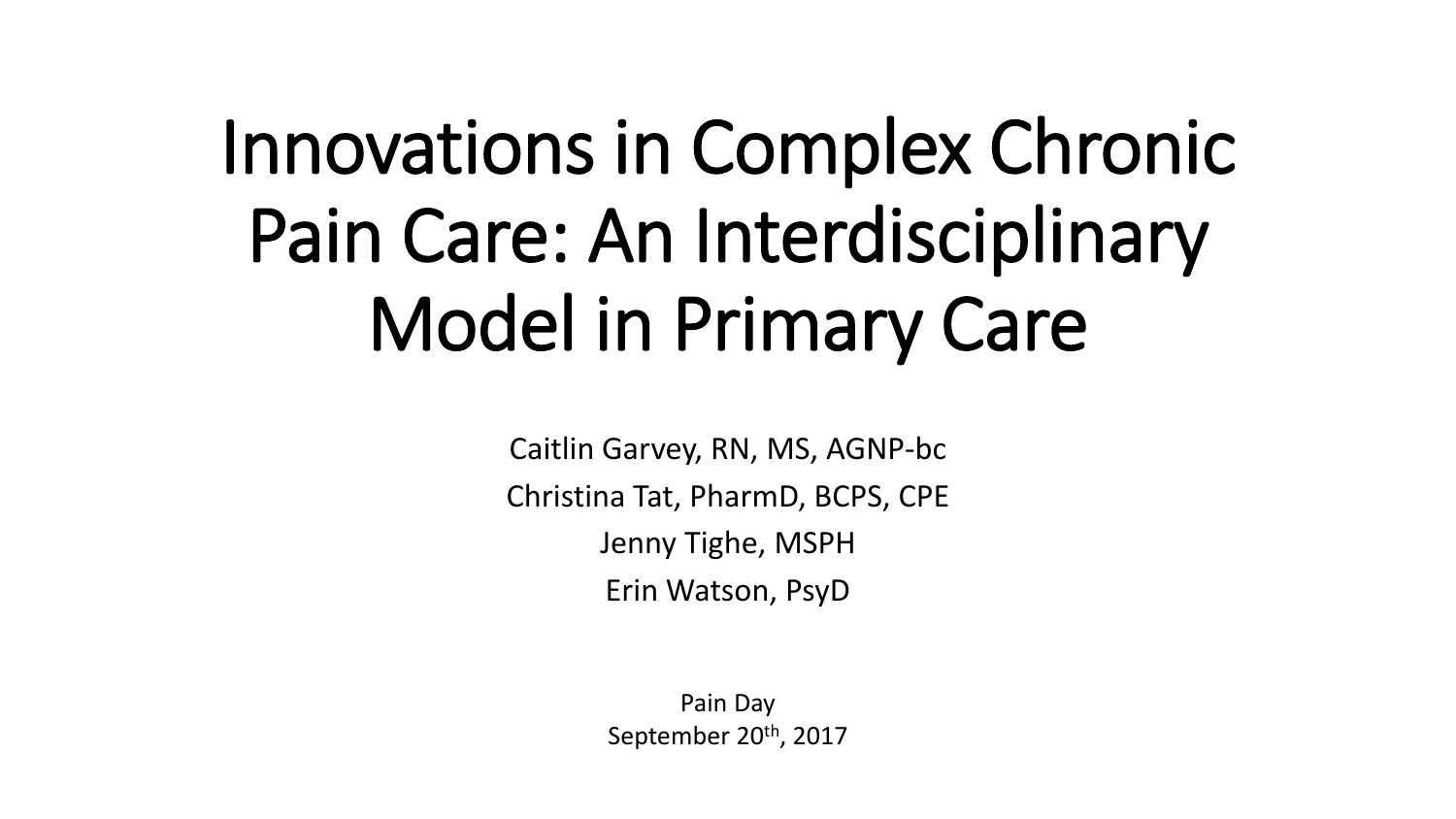# Innovations in Complex Chronic Pain Care: An Interdisciplinary Model in Primary Care

Caitlin Garvey, RN, MS, AGNP-bc

Christina Tat, PharmD, BCPS, CPE

Jenny Tighe, MSPH

Erin Watson, PsyD

Pain Day

September 20th, 2017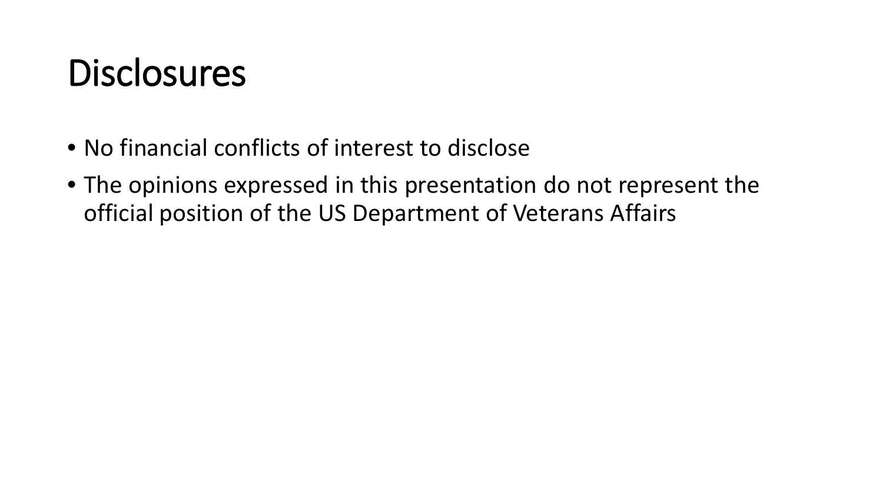# Disclosures

- No financial conflicts of interest to disclose
- The opinions expressed in this presentation do not represent the official position of the US Department of Veterans Affairs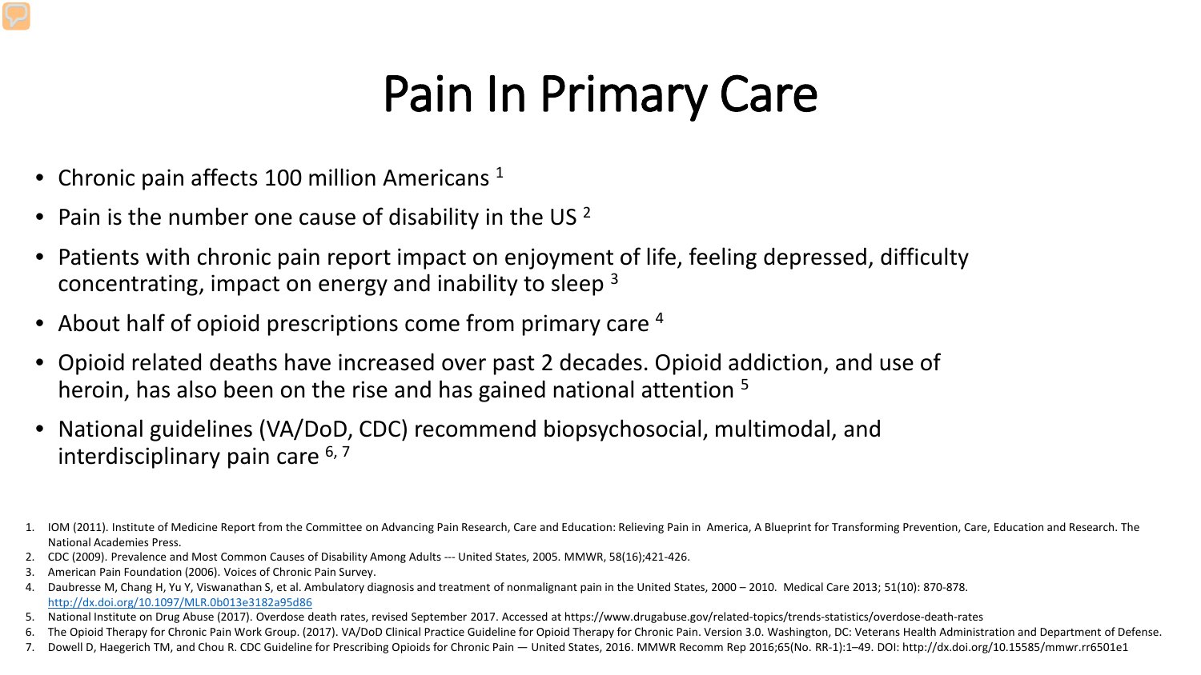# Pain In Primary Care

- Chronic pain affects 100 million Americans [1]
- Pain is the number one cause of disability in the US [2]
- Patients with chronic pain report impact on enjoyment of life, feeling depressed, difficulty concentrating, impact on energy and inability to sleep [3]
- About half of opioid prescriptions come from primary care [4]
- Opioid related deaths have increased over past 2 decades. Opioid addiction, and use of heroin, has also been on the rise and has gained national attention [5]
- National guidelines (VA/DoD, CDC) recommend biopsychosocial, multimodal, and interdisciplinary pain care [6, 7]

1. IOM (2011). Institute of Medicine Report from the Committee on Advancing Pain Research, Care and Education: Relieving Pain in America, A Blueprint for Transforming Prevention, Care, Education and Research. The National Academies Press.
2. CDC (2009). Prevalence and Most Common Causes of Disability Among Adults --- United States, 2005. MMWR, 58(16);421-426.
3. American Pain Foundation (2006). Voices of Chronic Pain Survey.
4. Daubresse M, Chang H, Yu Y, Viswanathan S, et al. Ambulatory diagnosis and treatment of nonmalignant pain in the United States, 2000 – 2010. Medical Care 2013; 51(10): 870-878. http://dx.doi.org/10.1097/MLR.0b013e3182a95d86
5. National Institute on Drug Abuse (2017). Overdose death rates, revised September 2017. Accessed at https://www.drugabuse.gov/related-topics/trends-statistics/overdose-death-rates
6. The Opioid Therapy for Chronic Pain Work Group. (2017). VA/DoD Clinical Practice Guideline for Opioid Therapy for Chronic Pain. Version 3.0. Washington, DC: Veterans Health Administration and Department of Defense.
7. Dowell D, Haegerich TM, and Chou R. CDC Guideline for Prescribing Opioids for Chronic Pain — United States, 2016. MMWR Recomm Rep 2016;65(No. RR-1):1–49. DOI: http://dx.doi.org/10.15585/mmwr.rr6501e1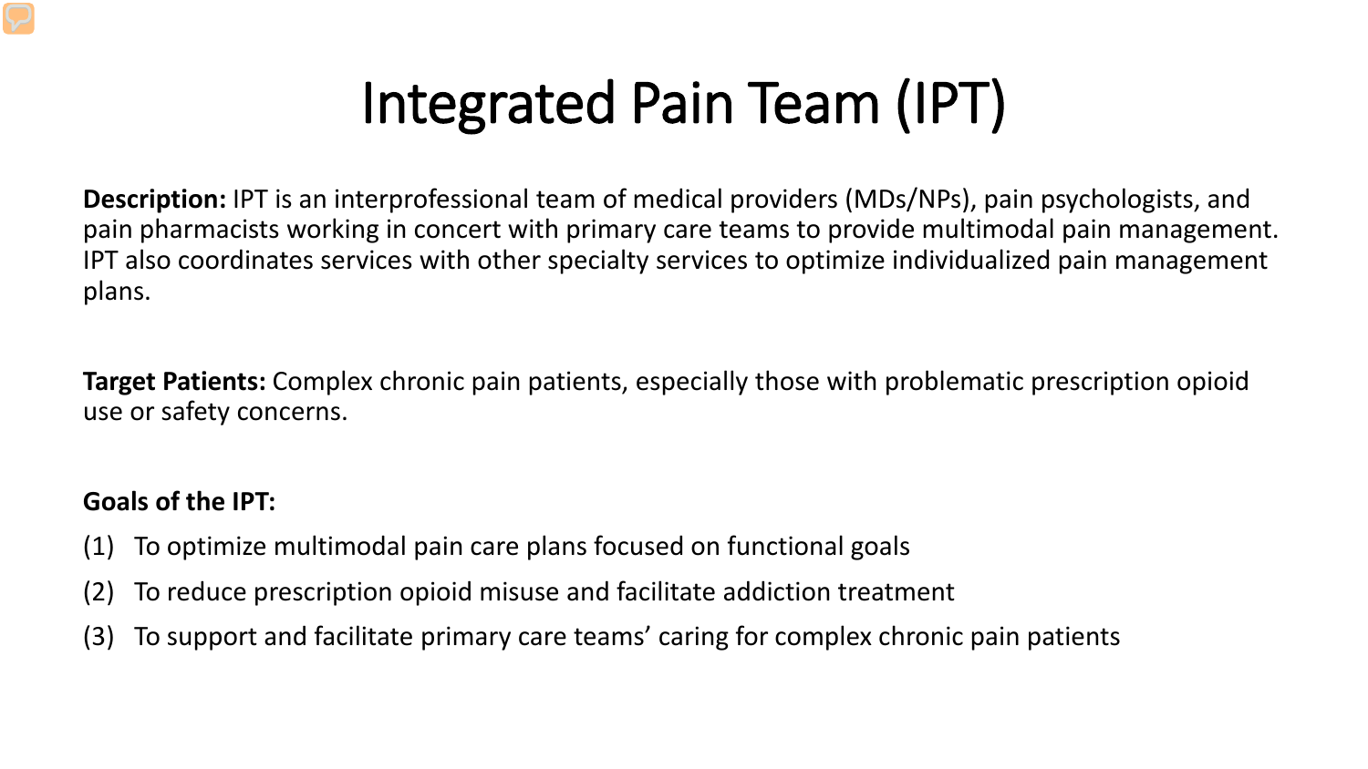# Integrated Pain Team (IPT)

**Description:** IPT is an interprofessional team of medical providers (MDs/NPs), pain psychologists, and pain pharmacists working in concert with primary care teams to provide multimodal pain management. IPT also coordinates services with other specialty services to optimize individualized pain management plans.

**Target Patients:** Complex chronic pain patients, especially those with problematic prescription opioid use or safety concerns.

**Goals of the IPT:**

(1) To optimize multimodal pain care plans focused on functional goals

(2) To reduce prescription opioid misuse and facilitate addiction treatment

(3) To support and facilitate primary care teams' caring for complex chronic pain patients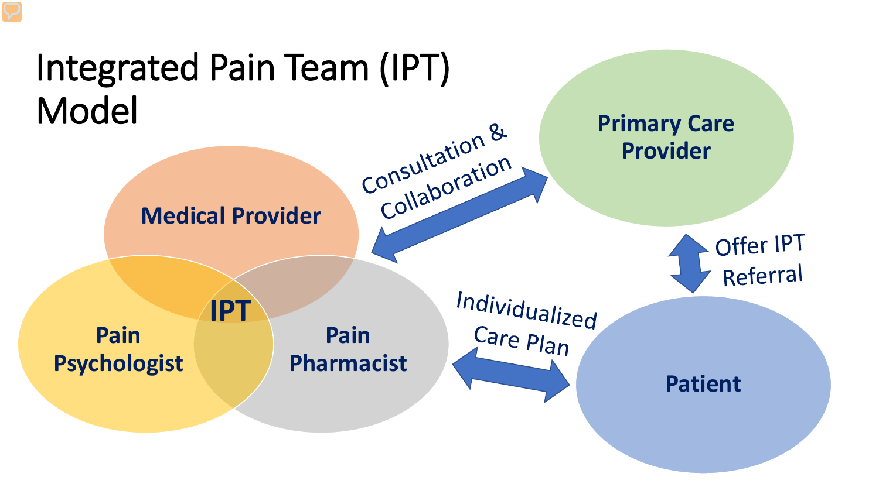# Integrated Pain Team (IPT) Model

Medical Provider

Pain Psychologist

Pain Pharmacist

IPT

Consultation & Collaboration

Primary Care Provider

Offer IPT Referral

Individualized Care Plan

Patient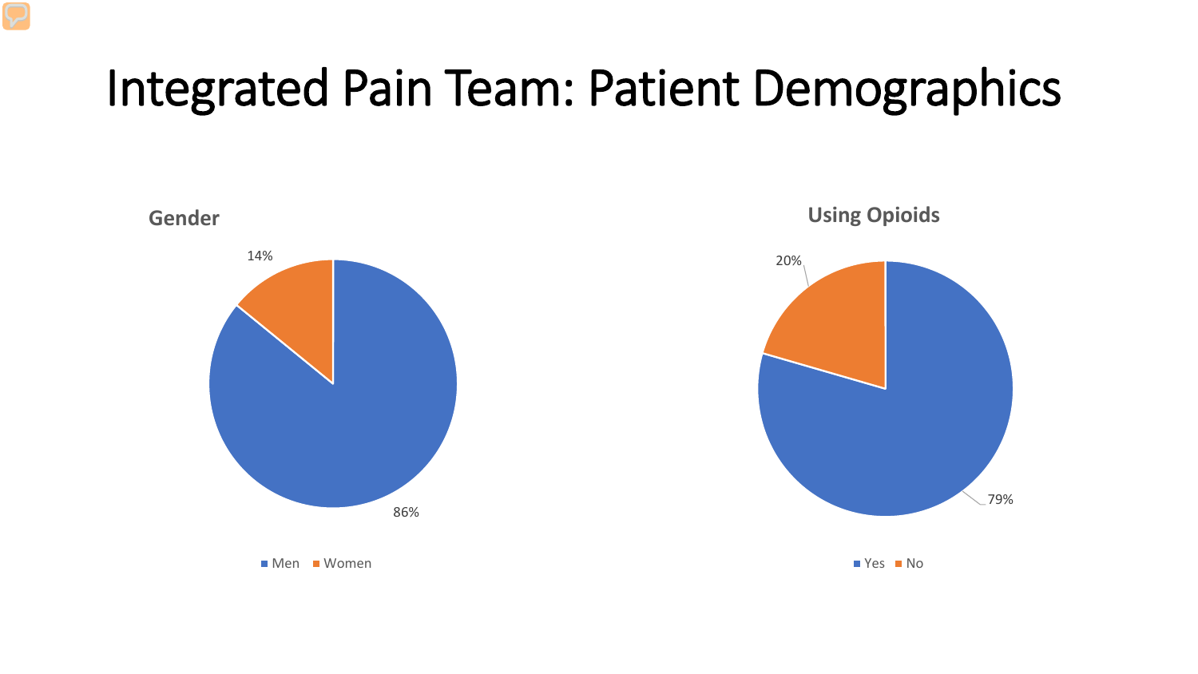# Integrated Pain Team: Patient Demographics

**Gender**

14%

86%

Men  Women

**Using Opioids**

20%

79%

Yes  No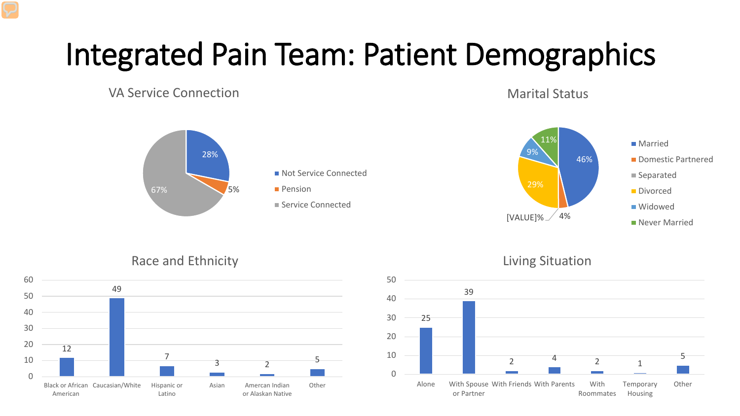# Integrated Pain Team: Patient Demographics

## VA Service Connection

| Category | Percentage |
| --- | --- |
| Not Service Connected | 28% |
| Pension | 5% |
| Service Connected | 67% |

## Marital Status

| Category | Percentage |
| --- | --- |
| Married | 46% |
| Domestic Partnered | 4% |
| Separated | [VALUE]% |
| Divorced | 29% |
| Widowed | 9% |
| Never Married | 11% |

## Race and Ethnicity

| Category | Count |
| --- | --- |
| Black or African American | 12 |
| Caucasian/White | 49 |
| Hispanic or Latino | 7 |
| Asian | 3 |
| Amercan Indian or Alaskan Native | 2 |
| Other | 5 |

## Living Situation

| Category | Count |
| --- | --- |
| Alone | 25 |
| With Spouse or Partner | 39 |
| With Friends | 2 |
| With Parents | 4 |
| With Roommates | 2 |
| Temporary Housing | 1 |
| Other | 5 |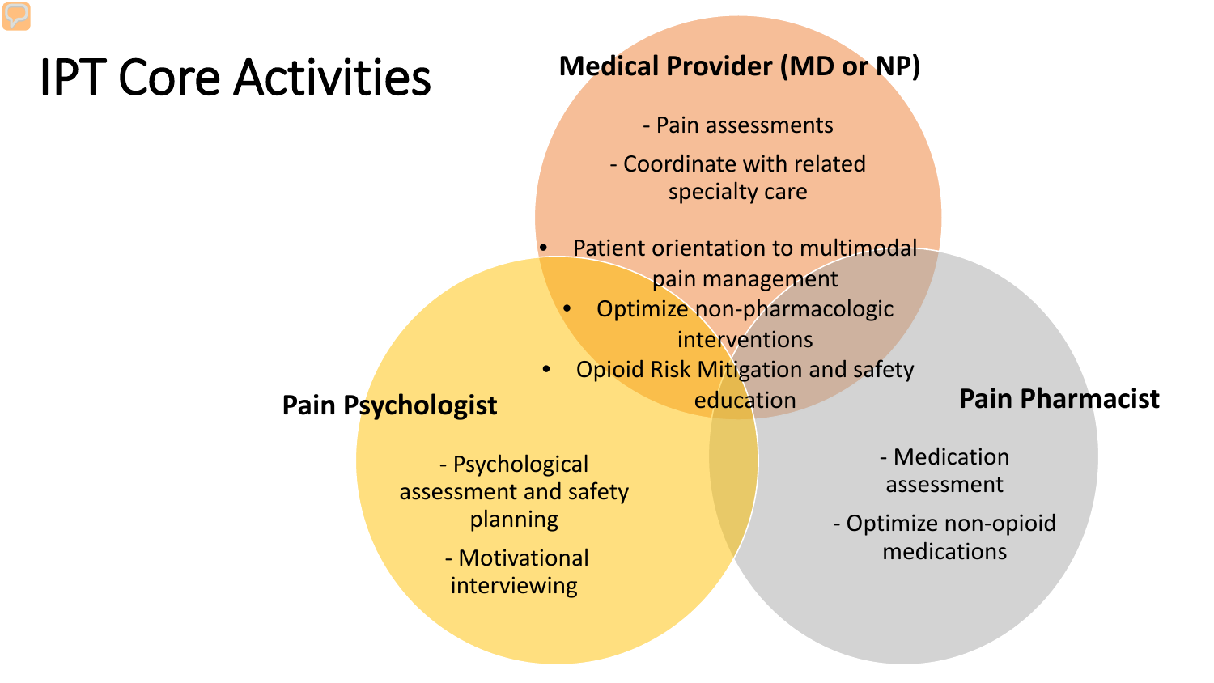# IPT Core Activities

## Medical Provider (MD or NP)

- Pain assessments
- Coordinate with related specialty care

## Pain Psychologist

- Psychological assessment and safety planning
- Motivational interviewing

## Pain Pharmacist

- Medication assessment
- Optimize non-opioid medications

## Shared

- Patient orientation to multimodal pain management
- Optimize non-pharmacologic interventions
- Opioid Risk Mitigation and safety education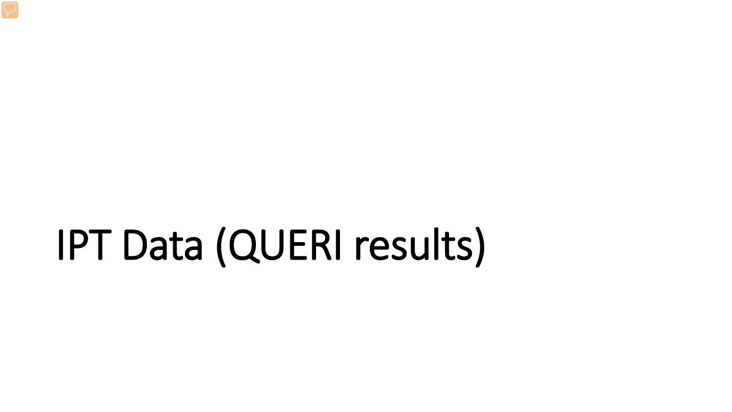# IPT Data (QUERI results)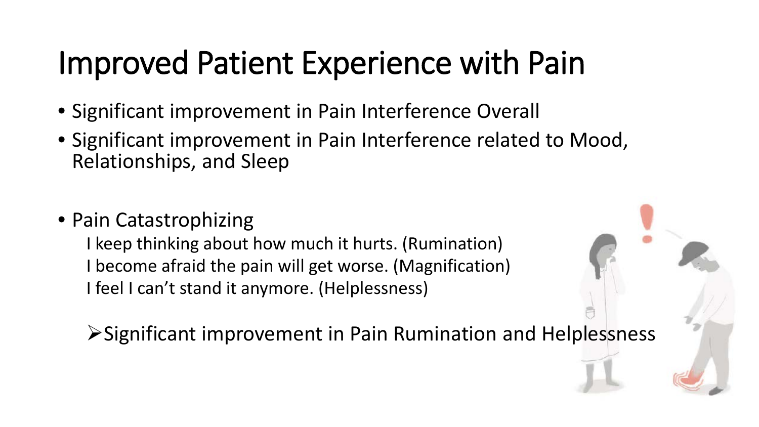# Improved Patient Experience with Pain

- Significant improvement in Pain Interference Overall
- Significant improvement in Pain Interference related to Mood, Relationships, and Sleep

- Pain Catastrophizing

  I keep thinking about how much it hurts. (Rumination)

  I become afraid the pain will get worse. (Magnification)

  I feel I can’t stand it anymore. (Helplessness)

  - Significant improvement in Pain Rumination and Helplessness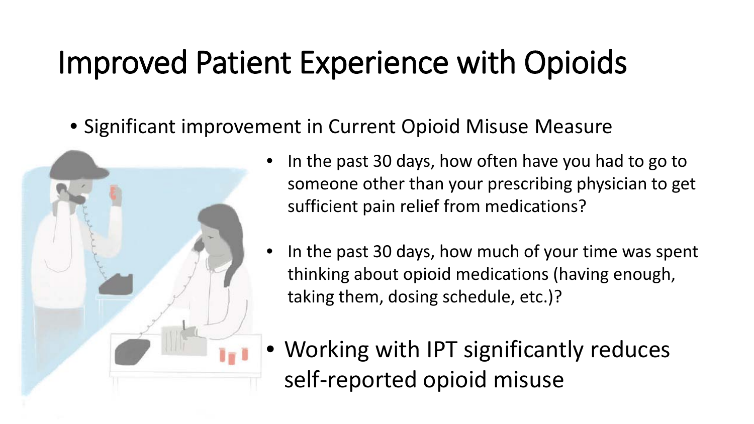# Improved Patient Experience with Opioids

- Significant improvement in Current Opioid Misuse Measure
  - In the past 30 days, how often have you had to go to someone other than your prescribing physician to get sufficient pain relief from medications?
  - In the past 30 days, how much of your time was spent thinking about opioid medications (having enough, taking them, dosing schedule, etc.)?
- Working with IPT significantly reduces self-reported opioid misuse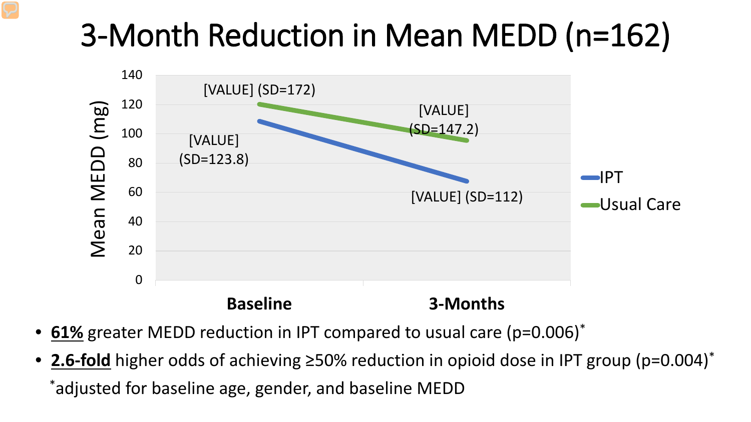# 3-Month Reduction in Mean MEDD (n=162)

Mean MEDD (mg)

| | Baseline | 3-Months |
|---|---|---|
| IPT | [VALUE] (SD=123.8) | [VALUE] (SD=112) |
| Usual Care | [VALUE] (SD=172) | [VALUE] (SD=147.2) |

- **61%** greater MEDD reduction in IPT compared to usual care ($p=0.006$)*
- **2.6-fold** higher odds of achieving ≥50% reduction in opioid dose in IPT group ($p=0.004$)*

*adjusted for baseline age, gender, and baseline MEDD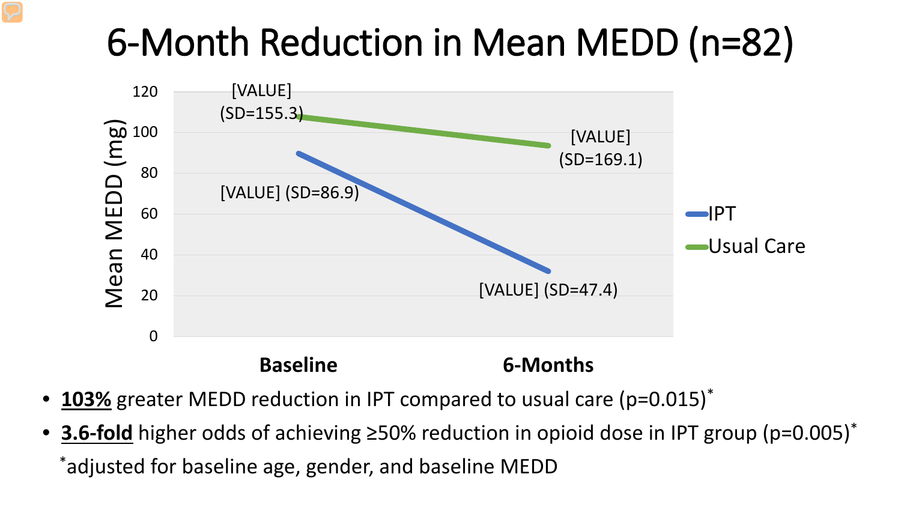# 6-Month Reduction in Mean MEDD (n=82)

Mean MEDD (mg)

| | Baseline | 6-Months |
|---|---|---|
| IPT | [VALUE] (SD=86.9) | [VALUE] (SD=47.4) |
| Usual Care | [VALUE] (SD=155.3) | [VALUE] (SD=169.1) |

- **103%** greater MEDD reduction in IPT compared to usual care ($p=0.015$)*
- **3.6-fold** higher odds of achieving ≥50% reduction in opioid dose in IPT group ($p=0.005$)*

*adjusted for baseline age, gender, and baseline MEDD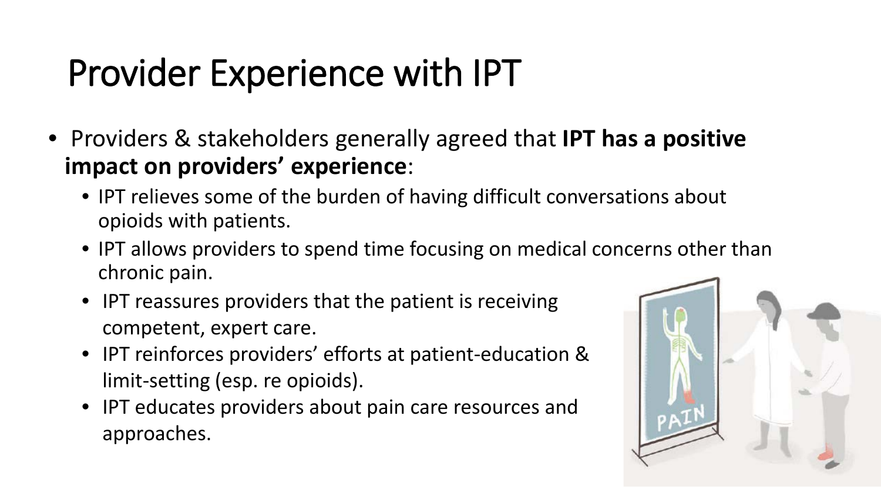# Provider Experience with IPT

- Providers & stakeholders generally agreed that **IPT has a positive impact on providers' experience**:
  - IPT relieves some of the burden of having difficult conversations about opioids with patients.
  - IPT allows providers to spend time focusing on medical concerns other than chronic pain.
  - IPT reassures providers that the patient is receiving competent, expert care.
  - IPT reinforces providers' efforts at patient-education & limit-setting (esp. re opioids).
  - IPT educates providers about pain care resources and approaches.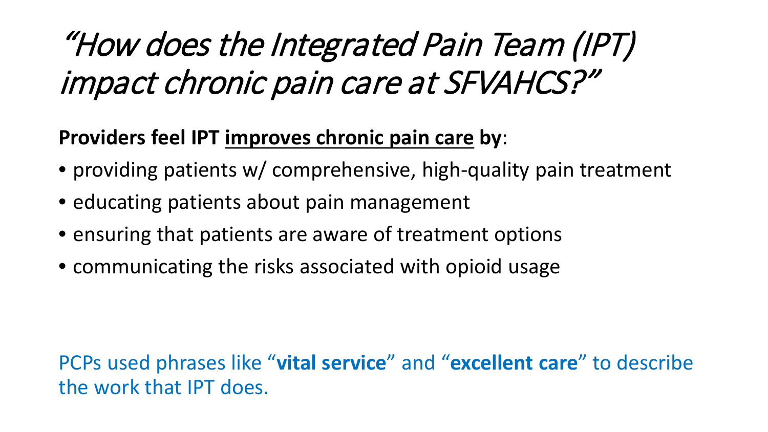# *“How does the Integrated Pain Team (IPT) impact chronic pain care at SFVAHCS?”*

**Providers feel IPT <u>improves chronic pain care</u> by**:

- providing patients w/ comprehensive, high-quality pain treatment
- educating patients about pain management
- ensuring that patients are aware of treatment options
- communicating the risks associated with opioid usage

PCPs used phrases like “**vital service**” and “**excellent care**” to describe the work that IPT does.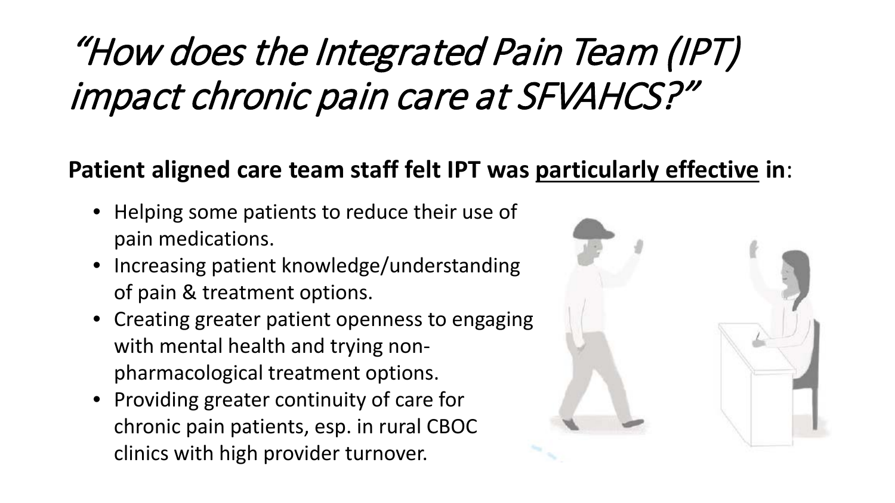# *"How does the Integrated Pain Team (IPT) impact chronic pain care at SFVAHCS?"*

**Patient aligned care team staff felt IPT was particularly effective in**:

- Helping some patients to reduce their use of pain medications.
- Increasing patient knowledge/understanding of pain & treatment options.
- Creating greater patient openness to engaging with mental health and trying non-pharmacological treatment options.
- Providing greater continuity of care for chronic pain patients, esp. in rural CBOC clinics with high provider turnover.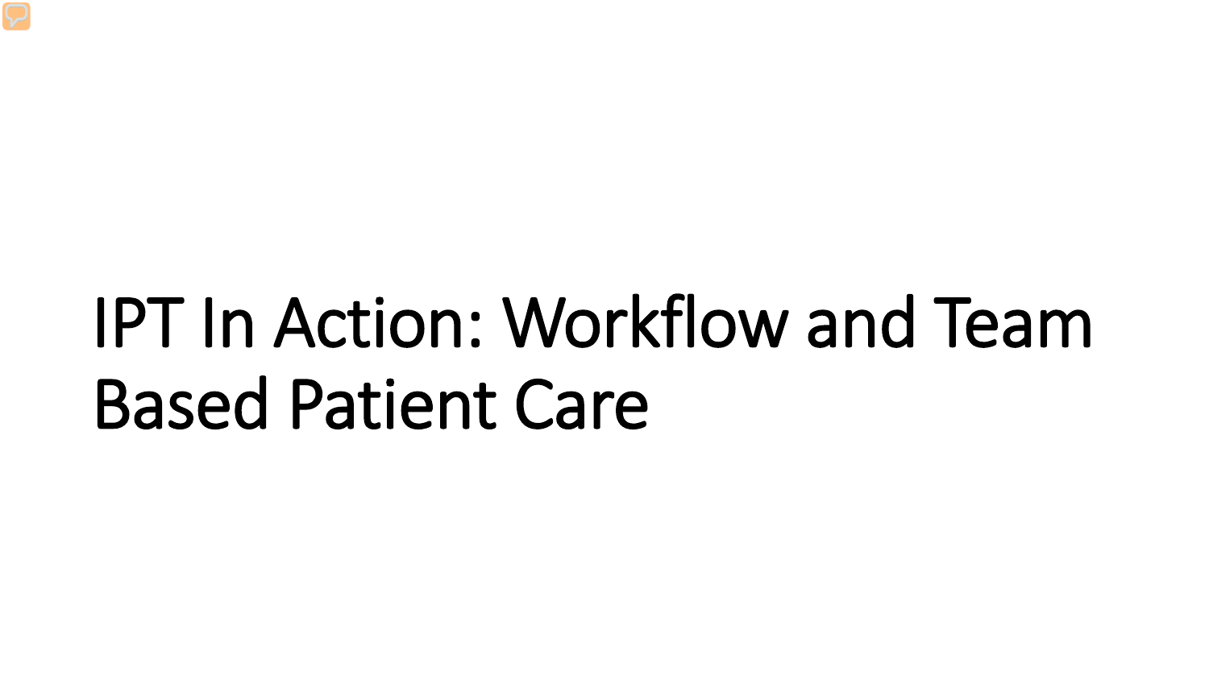# IPT In Action: Workflow and Team Based Patient Care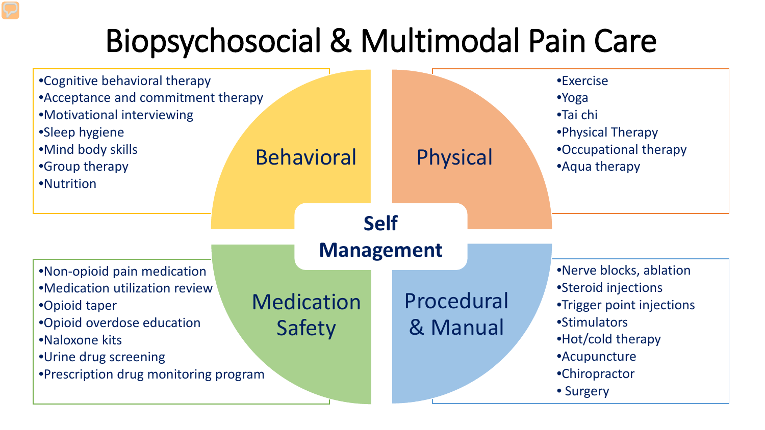# Biopsychosocial & Multimodal Pain Care

## Behavioral

- Cognitive behavioral therapy
- Acceptance and commitment therapy
- Motivational interviewing
- Sleep hygiene
- Mind body skills
- Group therapy
- Nutrition

## Physical

- Exercise
- Yoga
- Tai chi
- Physical Therapy
- Occupational therapy
- Aqua therapy

## Self Management

## Medication Safety

- Non-opioid pain medication
- Medication utilization review
- Opioid taper
- Opioid overdose education
- Naloxone kits
- Urine drug screening
- Prescription drug monitoring program

## Procedural & Manual

- Nerve blocks, ablation
- Steroid injections
- Trigger point injections
- Stimulators
- Hot/cold therapy
- Acupuncture
- Chiropractor
- Surgery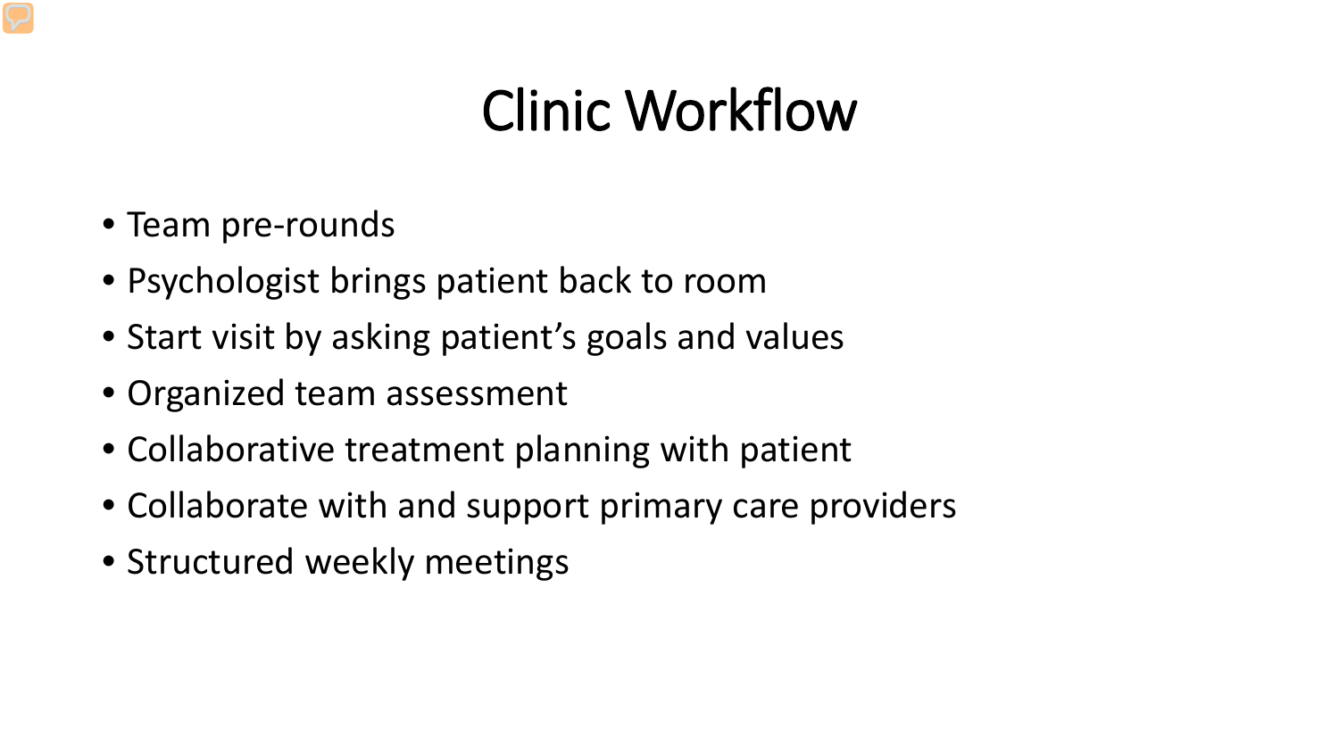# Clinic Workflow

- Team pre-rounds
- Psychologist brings patient back to room
- Start visit by asking patient's goals and values
- Organized team assessment
- Collaborative treatment planning with patient
- Collaborate with and support primary care providers
- Structured weekly meetings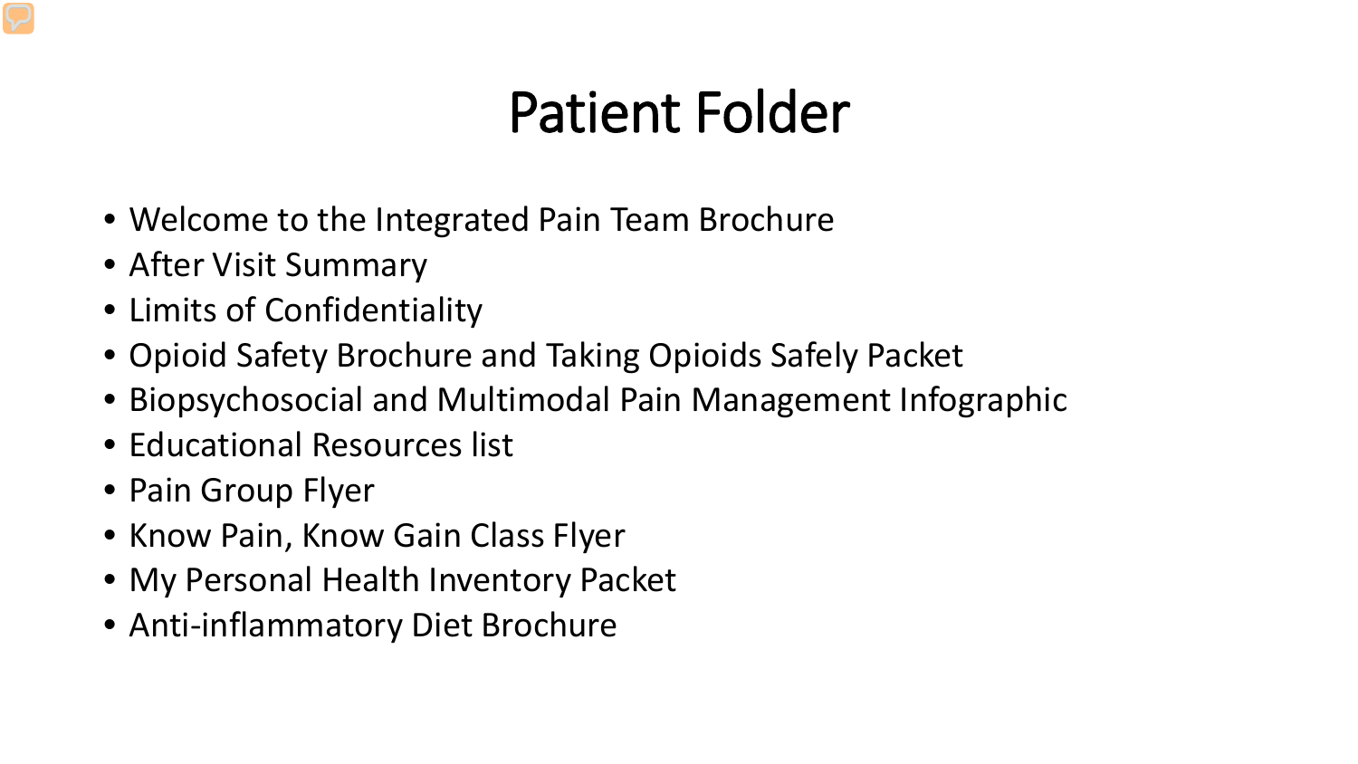# Patient Folder

- Welcome to the Integrated Pain Team Brochure
- After Visit Summary
- Limits of Confidentiality
- Opioid Safety Brochure and Taking Opioids Safely Packet
- Biopsychosocial and Multimodal Pain Management Infographic
- Educational Resources list
- Pain Group Flyer
- Know Pain, Know Gain Class Flyer
- My Personal Health Inventory Packet
- Anti-inflammatory Diet Brochure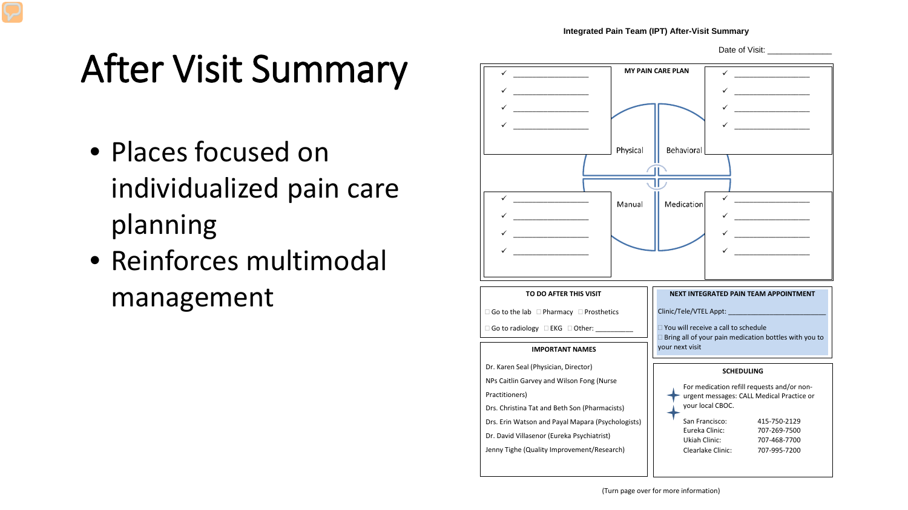# After Visit Summary

- Places focused on individualized pain care planning
- Reinforces multimodal management

**Integrated Pain Team (IPT) After-Visit Summary**

Date of Visit: _____________

**MY PAIN CARE PLAN**

Physical
- ✓ _______________
- ✓ _______________
- ✓ _______________
- ✓ _______________

Behavioral
- ✓ _______________
- ✓ _______________
- ✓ _______________
- ✓ _______________

Manual
- ✓ _______________
- ✓ _______________
- ✓ _______________
- ✓ _______________

Medication
- ✓ _______________
- ✓ _______________
- ✓ _______________
- ✓ _______________

**TO DO AFTER THIS VISIT**

□ Go to the lab □ Pharmacy □ Prosthetics

□ Go to radiology □ EKG □ Other: _________

**NEXT INTEGRATED PAIN TEAM APPOINTMENT**

Clinic/Tele/VTEL Appt: ______________________

□ You will receive a call to schedule

□ Bring all of your pain medication bottles with you to your next visit

**IMPORTANT NAMES**

Dr. Karen Seal (Physician, Director)

NPs Caitlin Garvey and Wilson Fong (Nurse Practitioners)

Drs. Christina Tat and Beth Son (Pharmacists)

Drs. Erin Watson and Payal Mapara (Psychologists)

Dr. David Villasenor (Eureka Psychiatrist)

Jenny Tighe (Quality Improvement/Research)

**SCHEDULING**

For medication refill requests and/or non-urgent messages: CALL Medical Practice or your local CBOC.

| | |
|---|---|
| San Francisco: | 415-750-2129 |
| Eureka Clinic: | 707-269-7500 |
| Ukiah Clinic: | 707-468-7700 |
| Clearlake Clinic: | 707-995-7200 |

(Turn page over for more information)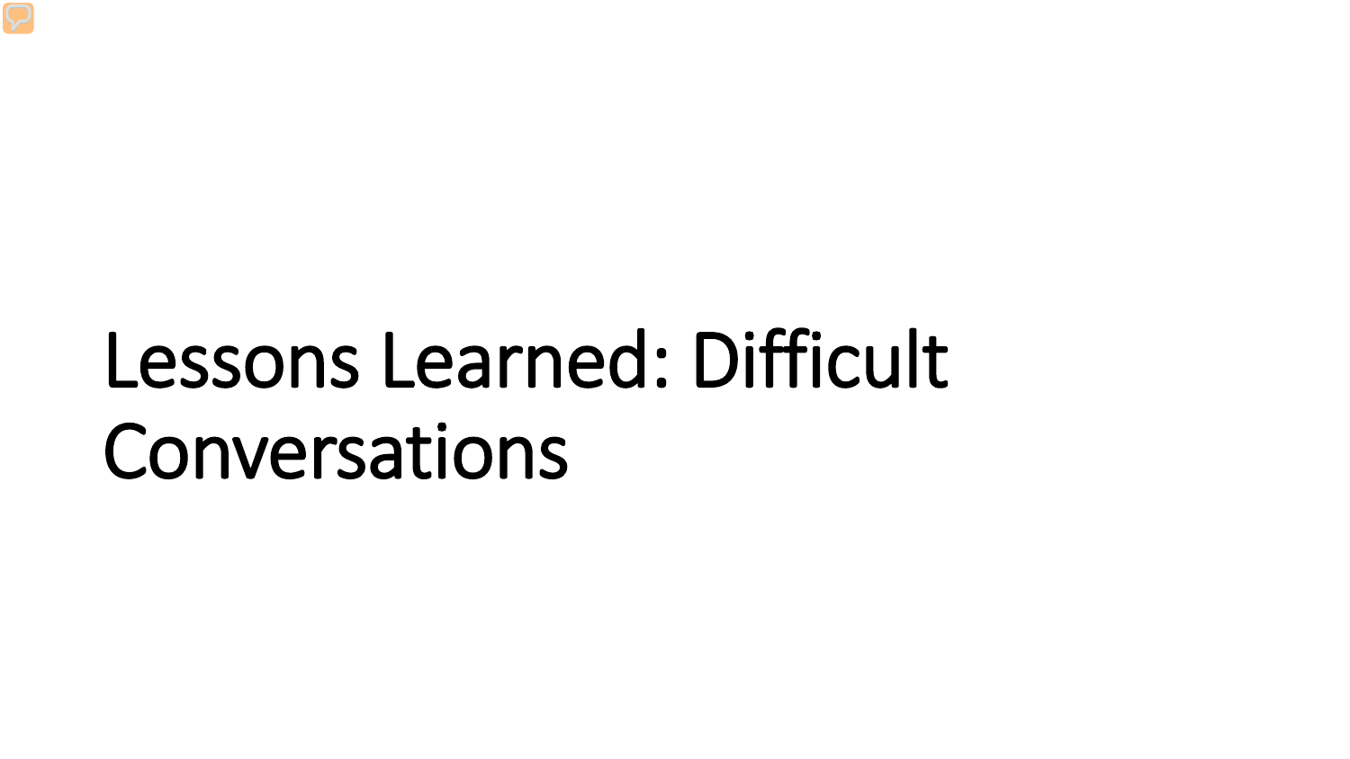# Lessons Learned: Difficult Conversations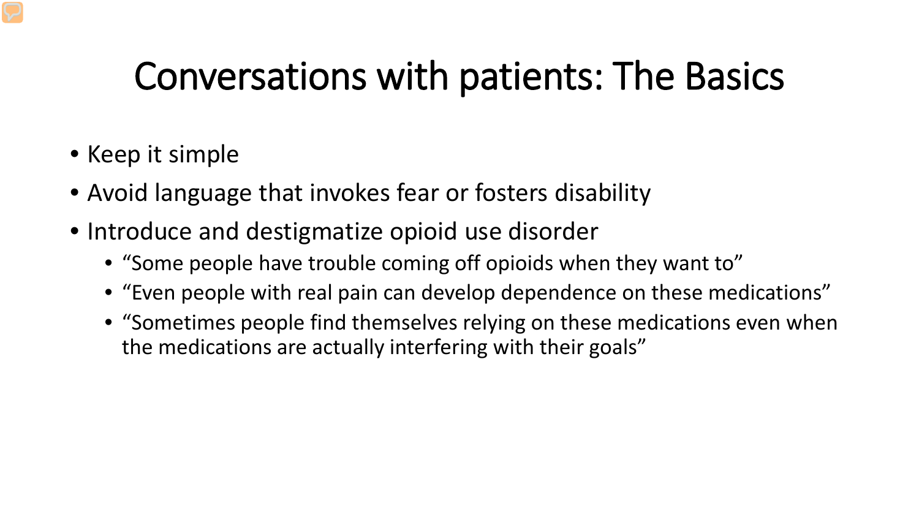# Conversations with patients: The Basics

- Keep it simple
- Avoid language that invokes fear or fosters disability
- Introduce and destigmatize opioid use disorder
  - “Some people have trouble coming off opioids when they want to”
  - “Even people with real pain can develop dependence on these medications”
  - “Sometimes people find themselves relying on these medications even when the medications are actually interfering with their goals”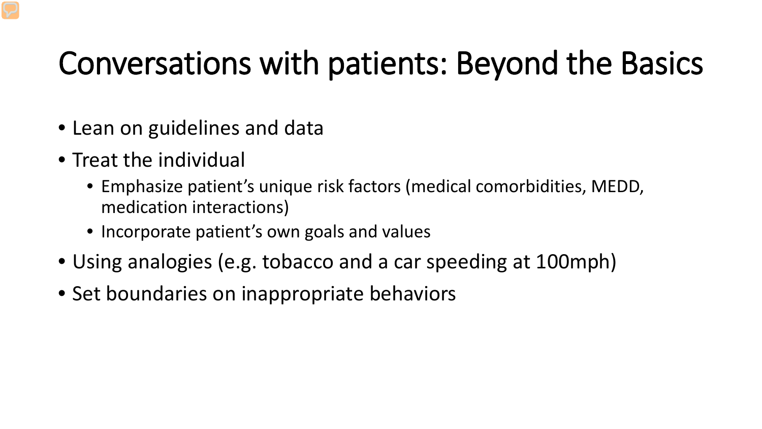# Conversations with patients: Beyond the Basics

- Lean on guidelines and data
- Treat the individual
  - Emphasize patient's unique risk factors (medical comorbidities, MEDD, medication interactions)
  - Incorporate patient's own goals and values
- Using analogies (e.g. tobacco and a car speeding at 100mph)
- Set boundaries on inappropriate behaviors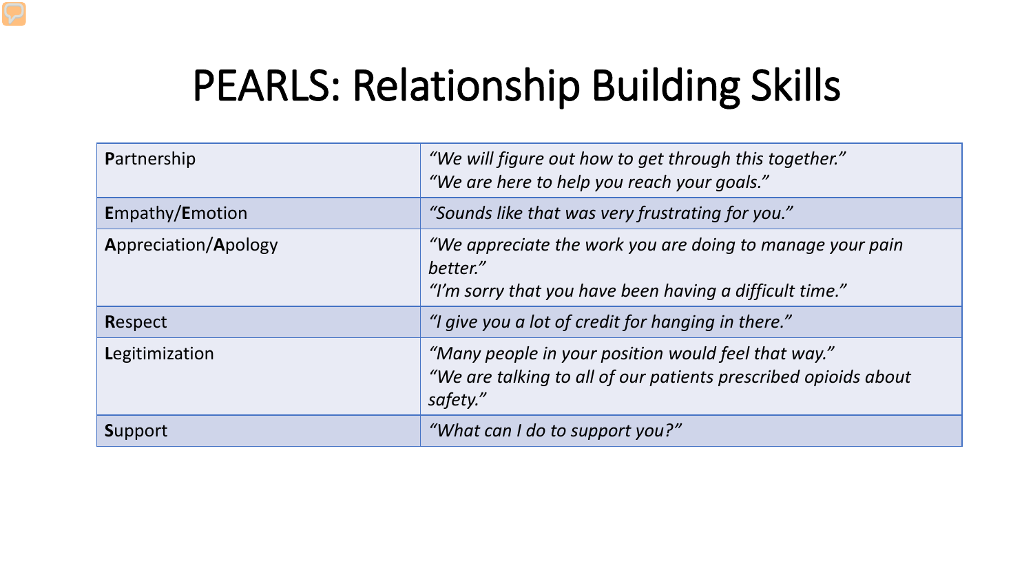# PEARLS: Relationship Building Skills

| | |
|---|---|
| **P**artnership | *"We will figure out how to get through this together."* <br> *"We are here to help you reach your goals."* |
| **E**mpathy/**E**motion | *"Sounds like that was very frustrating for you."* |
| **A**ppreciation/**A**pology | *"We appreciate the work you are doing to manage your pain better."* <br> *"I'm sorry that you have been having a difficult time."* |
| **R**espect | *"I give you a lot of credit for hanging in there."* |
| **L**egitimization | *"Many people in your position would feel that way."* <br> *"We are talking to all of our patients prescribed opioids about safety."* |
| **S**upport | *"What can I do to support you?"* |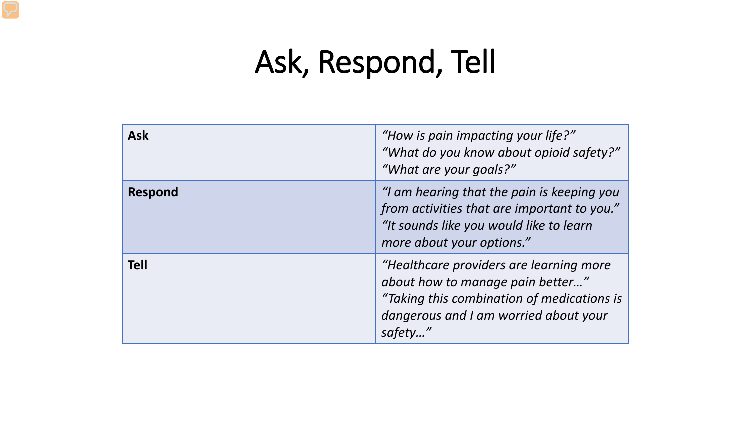# Ask, Respond, Tell

| | |
|---|---|
| **Ask** | *"How is pain impacting your life?"* <br> *"What do you know about opioid safety?"* <br> *"What are your goals?"* |
| **Respond** | *"I am hearing that the pain is keeping you from activities that are important to you."* <br> *"It sounds like you would like to learn more about your options."* |
| **Tell** | *"Healthcare providers are learning more about how to manage pain better…"* <br> *"Taking this combination of medications is dangerous and I am worried about your safety…"* |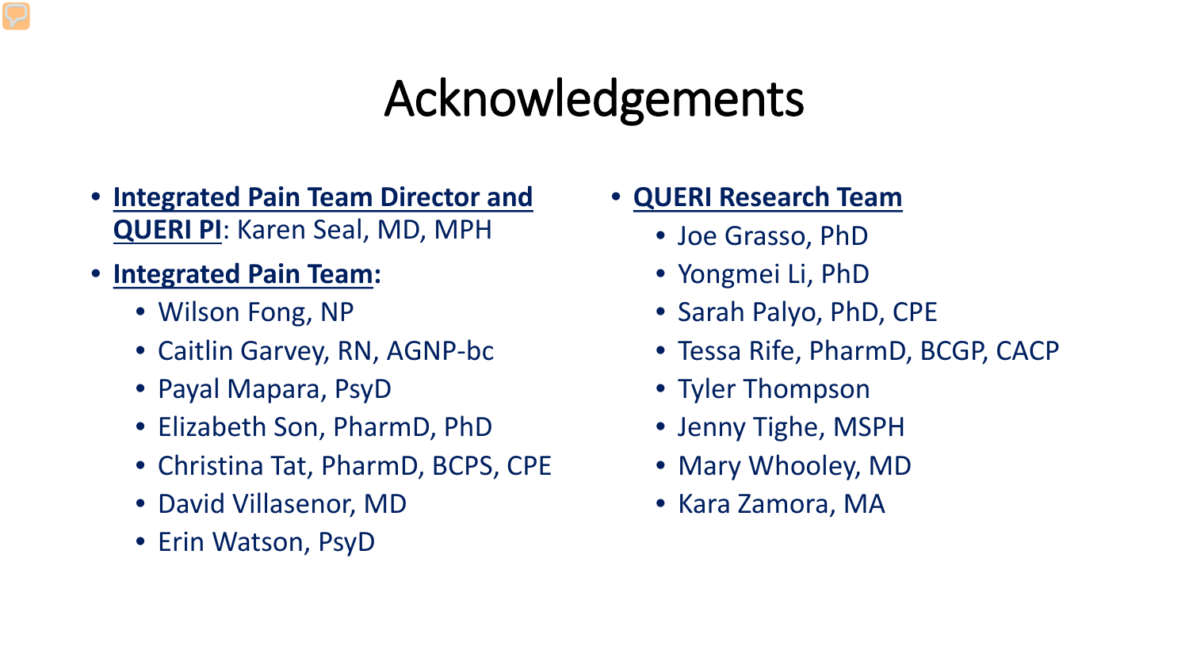# Acknowledgements

- **Integrated Pain Team Director and QUERI PI**: Karen Seal, MD, MPH
- **Integrated Pain Team:**
  - Wilson Fong, NP
  - Caitlin Garvey, RN, AGNP-bc
  - Payal Mapara, PsyD
  - Elizabeth Son, PharmD, PhD
  - Christina Tat, PharmD, BCPS, CPE
  - David Villasenor, MD
  - Erin Watson, PsyD
- **QUERI Research Team**
  - Joe Grasso, PhD
  - Yongmei Li, PhD
  - Sarah Palyo, PhD, CPE
  - Tessa Rife, PharmD, BCGP, CACP
  - Tyler Thompson
  - Jenny Tighe, MSPH
  - Mary Whooley, MD
  - Kara Zamora, MA